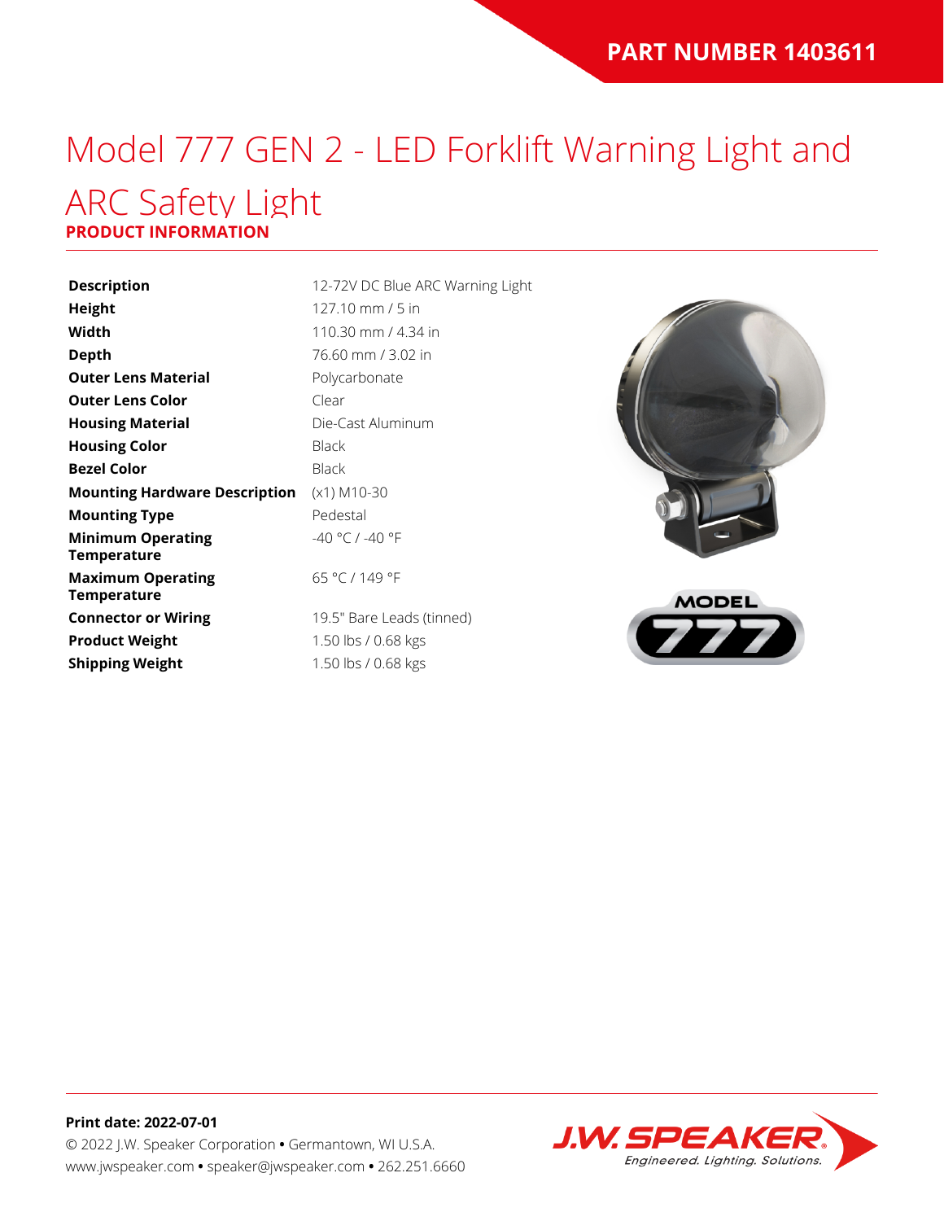**PART NUMBER 1403611**

# Model 777 GEN 2 - LED Forklift Warning Light and ARC Safety Light

**PRODUCT INFORMATION**

| | |
|---|---|
| **Description** | 12-72V DC Blue ARC Warning Light |
| **Height** | 127.10 mm / 5 in |
| **Width** | 110.30 mm / 4.34 in |
| **Depth** | 76.60 mm / 3.02 in |
| **Outer Lens Material** | Polycarbonate |
| **Outer Lens Color** | Clear |
| **Housing Material** | Die-Cast Aluminum |
| **Housing Color** | Black |
| **Bezel Color** | Black |
| **Mounting Hardware Description** | (x1) M10-30 |
| **Mounting Type** | Pedestal |
| **Minimum Operating Temperature** | -40 °C / -40 °F |
| **Maximum Operating Temperature** | 65 °C / 149 °F |
| **Connector or Wiring** | 19.5" Bare Leads (tinned) |
| **Product Weight** | 1.50 lbs / 0.68 kgs |
| **Shipping Weight** | 1.50 lbs / 0.68 kgs |

**Print date: 2022-07-01**

© 2022 J.W. Speaker Corporation • Germantown, WI U.S.A.
www.jwspeaker.com • speaker@jwspeaker.com • 262.251.6660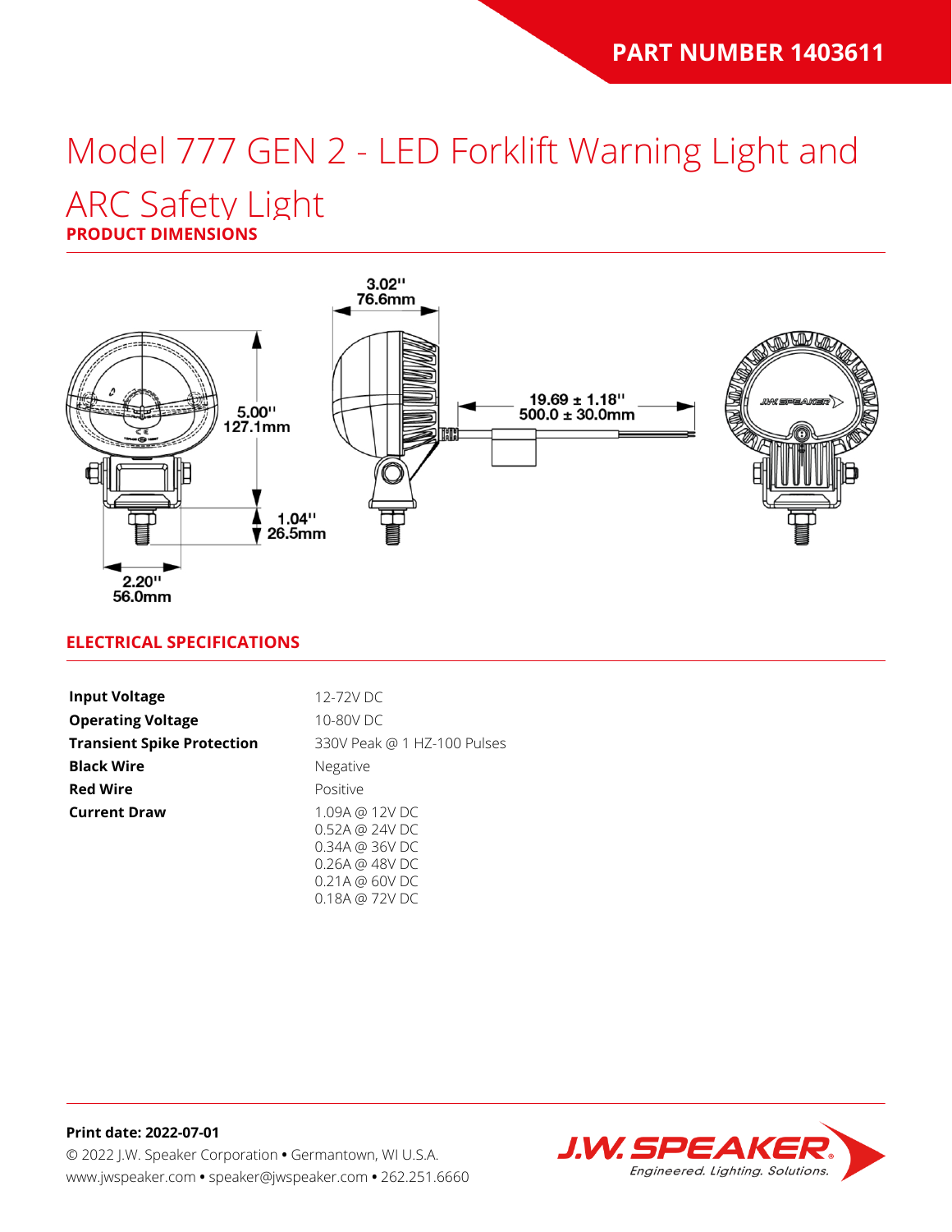PART NUMBER 1403611

# Model 777 GEN 2 - LED Forklift Warning Light and ARC Safety Light

## PRODUCT DIMENSIONS

3.02" 76.6mm

5.00" 127.1mm

19.69 ± 1.18" 500.0 ± 30.0mm

1.04" 26.5mm

2.20" 56.0mm

## ELECTRICAL SPECIFICATIONS

| | |
|---|---|
| **Input Voltage** | 12-72V DC |
| **Operating Voltage** | 10-80V DC |
| **Transient Spike Protection** | 330V Peak @ 1 HZ-100 Pulses |
| **Black Wire** | Negative |
| **Red Wire** | Positive |
| **Current Draw** | 1.09A @ 12V DC<br>0.52A @ 24V DC<br>0.34A @ 36V DC<br>0.26A @ 48V DC<br>0.21A @ 60V DC<br>0.18A @ 72V DC |

**Print date: 2022-07-01**

© 2022 J.W. Speaker Corporation • Germantown, WI U.S.A.
www.jwspeaker.com • speaker@jwspeaker.com • 262.251.6660

J.W. SPEAKER
Engineered. Lighting. Solutions.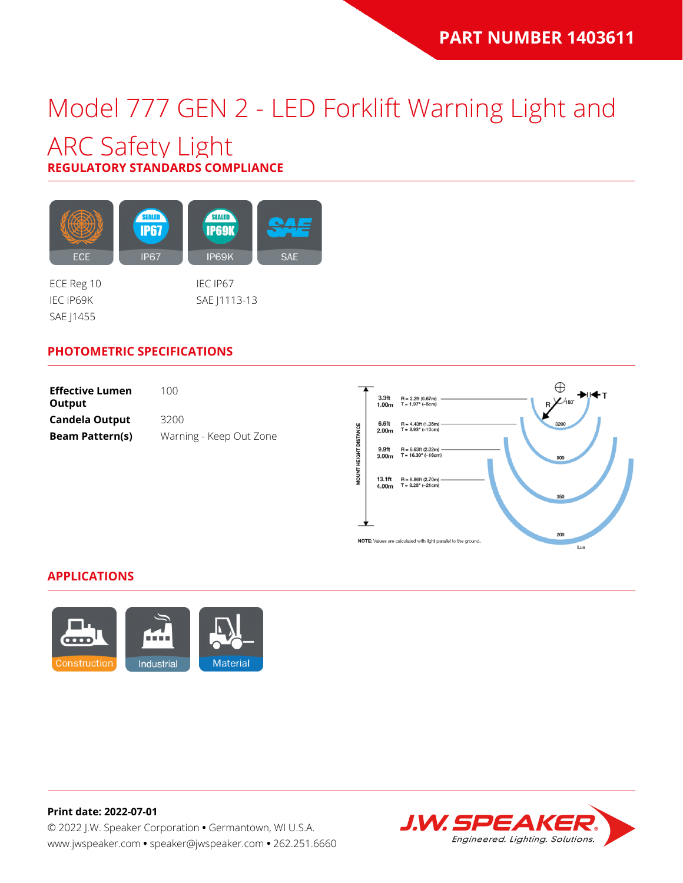PART NUMBER 1403611

# Model 777 GEN 2 - LED Forklift Warning Light and ARC Safety Light

## REGULATORY STANDARDS COMPLIANCE

ECE | IP67 | IP69K | SAE

ECE Reg 10
IEC IP69K
SAE J1455
IEC IP67
SAE J1113-13

## PHOTOMETRIC SPECIFICATIONS

| | |
|---|---|
| **Effective Lumen Output** | 100 |
| **Candela Output** | 3200 |
| **Beam Pattern(s)** | Warning - Keep Out Zone |

MOUNT HEIGHT DISTANCE

| Height | Values | Lux |
|---|---|---|
| 3.3ft 1.00m | R = 2.2ft (0.67m) T = 1.97" (~5cm) | 3200 |
| 6.6ft 2.00m | R = 4.43ft (1.35m) T = 3.93" (~10cm) | 800 |
| 9.9ft 3.00m | R = 6.63ft (2.02m) T = 16.30" (~16cm) | 350 |
| 13.1ft 4.00m | R = 8.86ft (2.70m) T = 8.28" (~21cm) | 200 |

**NOTE:** Values are calculated with light parallel to the ground.

## APPLICATIONS

Construction | Industrial | Material

**Print date: 2022-07-01**
© 2022 J.W. Speaker Corporation • Germantown, WI U.S.A.
www.jwspeaker.com • speaker@jwspeaker.com • 262.251.6660

J.W. SPEAKER® Engineered. Lighting. Solutions.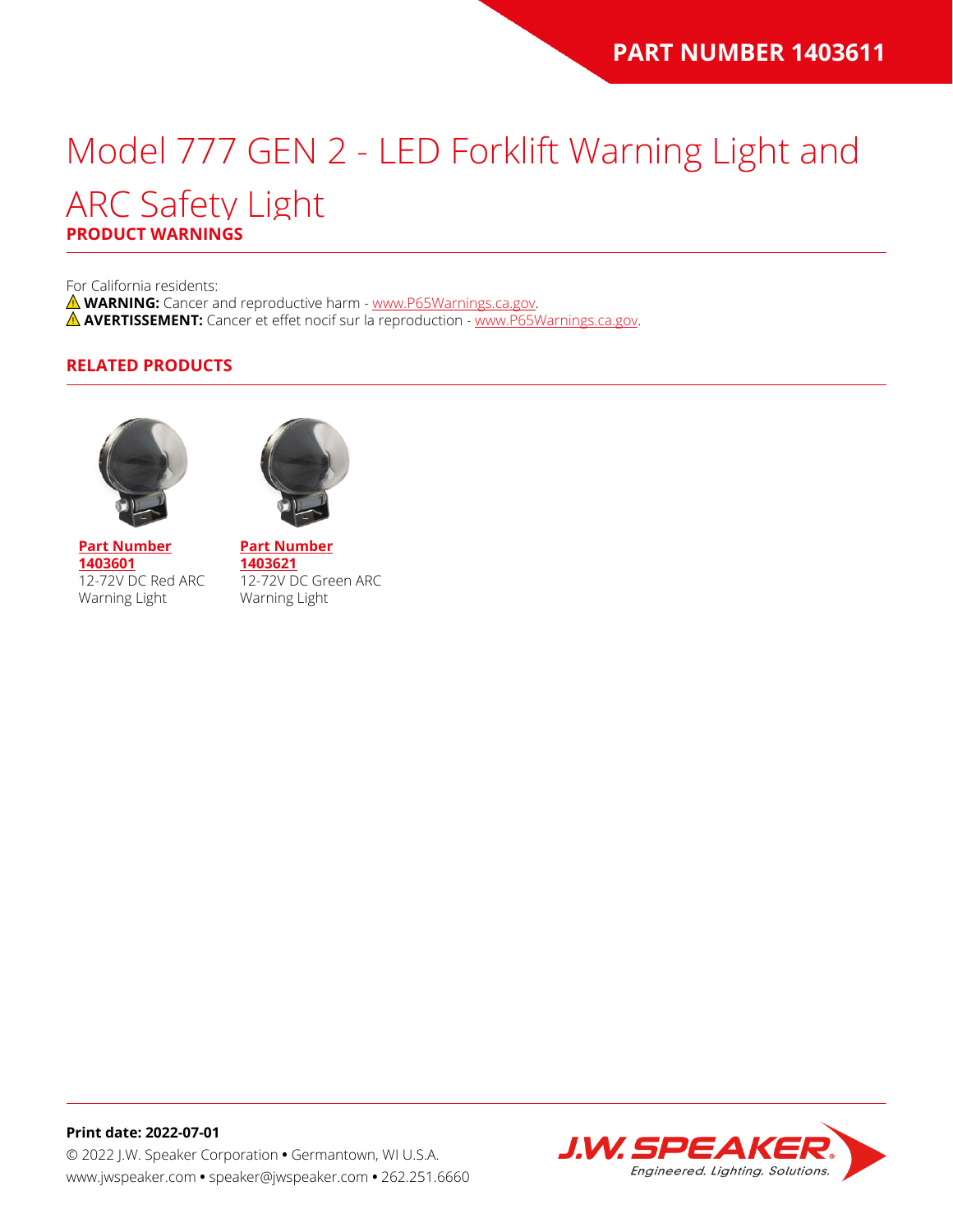## PRODUCT WARNINGS

For California residents:
⚠ **WARNING:** Cancer and reproductive harm - www.P65Warnings.ca.gov.
⚠ **AVERTISSEMENT:** Cancer et effet nocif sur la reproduction - www.P65Warnings.ca.gov.

## RELATED PRODUCTS

**Part Number 1403601**
12-72V DC Red ARC Warning Light

**Part Number 1403621**
12-72V DC Green ARC Warning Light